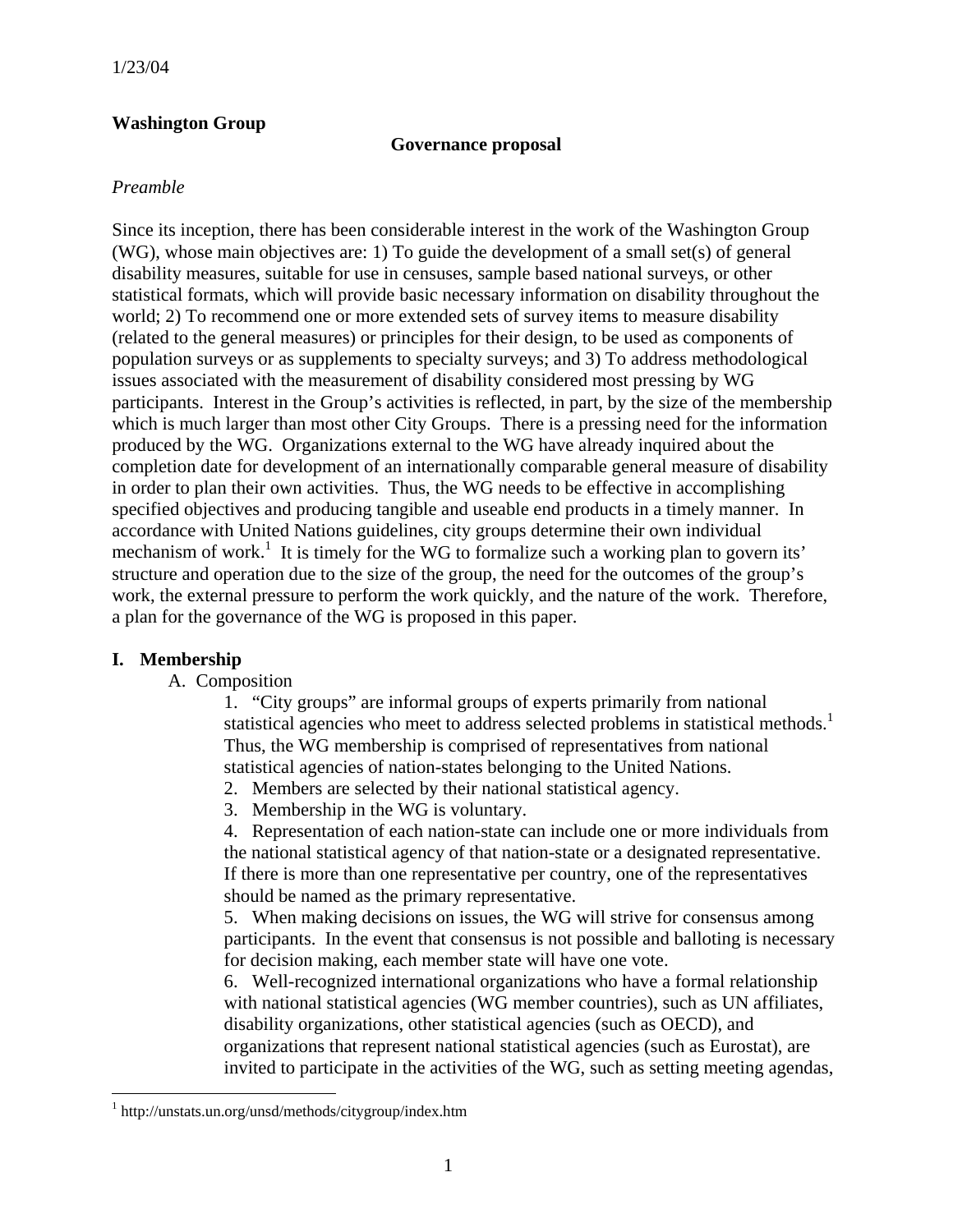1/23/04

**Washington Group**

**Governance proposal**

*Preamble*

Since its inception, there has been considerable interest in the work of the Washington Group (WG), whose main objectives are: 1) To guide the development of a small set(s) of general disability measures, suitable for use in censuses, sample based national surveys, or other statistical formats, which will provide basic necessary information on disability throughout the world; 2) To recommend one or more extended sets of survey items to measure disability (related to the general measures) or principles for their design, to be used as components of population surveys or as supplements to specialty surveys; and 3) To address methodological issues associated with the measurement of disability considered most pressing by WG participants. Interest in the Group's activities is reflected, in part, by the size of the membership which is much larger than most other City Groups. There is a pressing need for the information produced by the WG. Organizations external to the WG have already inquired about the completion date for development of an internationally comparable general measure of disability in order to plan their own activities. Thus, the WG needs to be effective in accomplishing specified objectives and producing tangible and useable end products in a timely manner. In accordance with United Nations guidelines, city groups determine their own individual mechanism of work.[1] It is timely for the WG to formalize such a working plan to govern its' structure and operation due to the size of the group, the need for the outcomes of the group's work, the external pressure to perform the work quickly, and the nature of the work. Therefore, a plan for the governance of the WG is proposed in this paper.

## I. Membership

A. Composition

1. "City groups" are informal groups of experts primarily from national statistical agencies who meet to address selected problems in statistical methods.[1] Thus, the WG membership is comprised of representatives from national statistical agencies of nation-states belonging to the United Nations.
2. Members are selected by their national statistical agency.
3. Membership in the WG is voluntary.
4. Representation of each nation-state can include one or more individuals from the national statistical agency of that nation-state or a designated representative. If there is more than one representative per country, one of the representatives should be named as the primary representative.
5. When making decisions on issues, the WG will strive for consensus among participants. In the event that consensus is not possible and balloting is necessary for decision making, each member state will have one vote.
6. Well-recognized international organizations who have a formal relationship with national statistical agencies (WG member countries), such as UN affiliates, disability organizations, other statistical agencies (such as OECD), and organizations that represent national statistical agencies (such as Eurostat), are invited to participate in the activities of the WG, such as setting meeting agendas,

[1] http://unstats.un.org/unsd/methods/citygroup/index.htm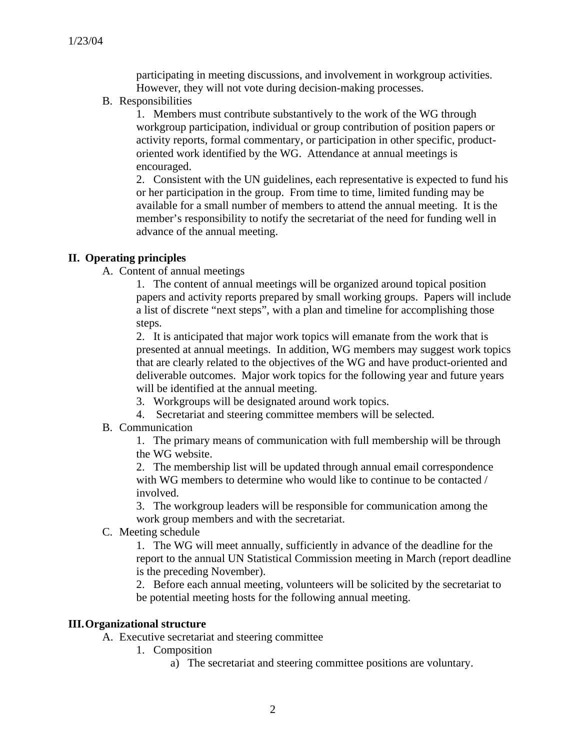participating in meeting discussions, and involvement in workgroup activities. However, they will not vote during decision-making processes.

B. Responsibilities

1. Members must contribute substantively to the work of the WG through workgroup participation, individual or group contribution of position papers or activity reports, formal commentary, or participation in other specific, product-oriented work identified by the WG. Attendance at annual meetings is encouraged.

2. Consistent with the UN guidelines, each representative is expected to fund his or her participation in the group. From time to time, limited funding may be available for a small number of members to attend the annual meeting. It is the member's responsibility to notify the secretariat of the need for funding well in advance of the annual meeting.

## II. Operating principles

A. Content of annual meetings

1. The content of annual meetings will be organized around topical position papers and activity reports prepared by small working groups. Papers will include a list of discrete "next steps", with a plan and timeline for accomplishing those steps.

2. It is anticipated that major work topics will emanate from the work that is presented at annual meetings. In addition, WG members may suggest work topics that are clearly related to the objectives of the WG and have product-oriented and deliverable outcomes. Major work topics for the following year and future years will be identified at the annual meeting.

3. Workgroups will be designated around work topics.

4. Secretariat and steering committee members will be selected.

B. Communication

1. The primary means of communication with full membership will be through the WG website.

2. The membership list will be updated through annual email correspondence with WG members to determine who would like to continue to be contacted / involved.

3. The workgroup leaders will be responsible for communication among the work group members and with the secretariat.

C. Meeting schedule

1. The WG will meet annually, sufficiently in advance of the deadline for the report to the annual UN Statistical Commission meeting in March (report deadline is the preceding November).

2. Before each annual meeting, volunteers will be solicited by the secretariat to be potential meeting hosts for the following annual meeting.

## III. Organizational structure

A. Executive secretariat and steering committee

1. Composition

a) The secretariat and steering committee positions are voluntary.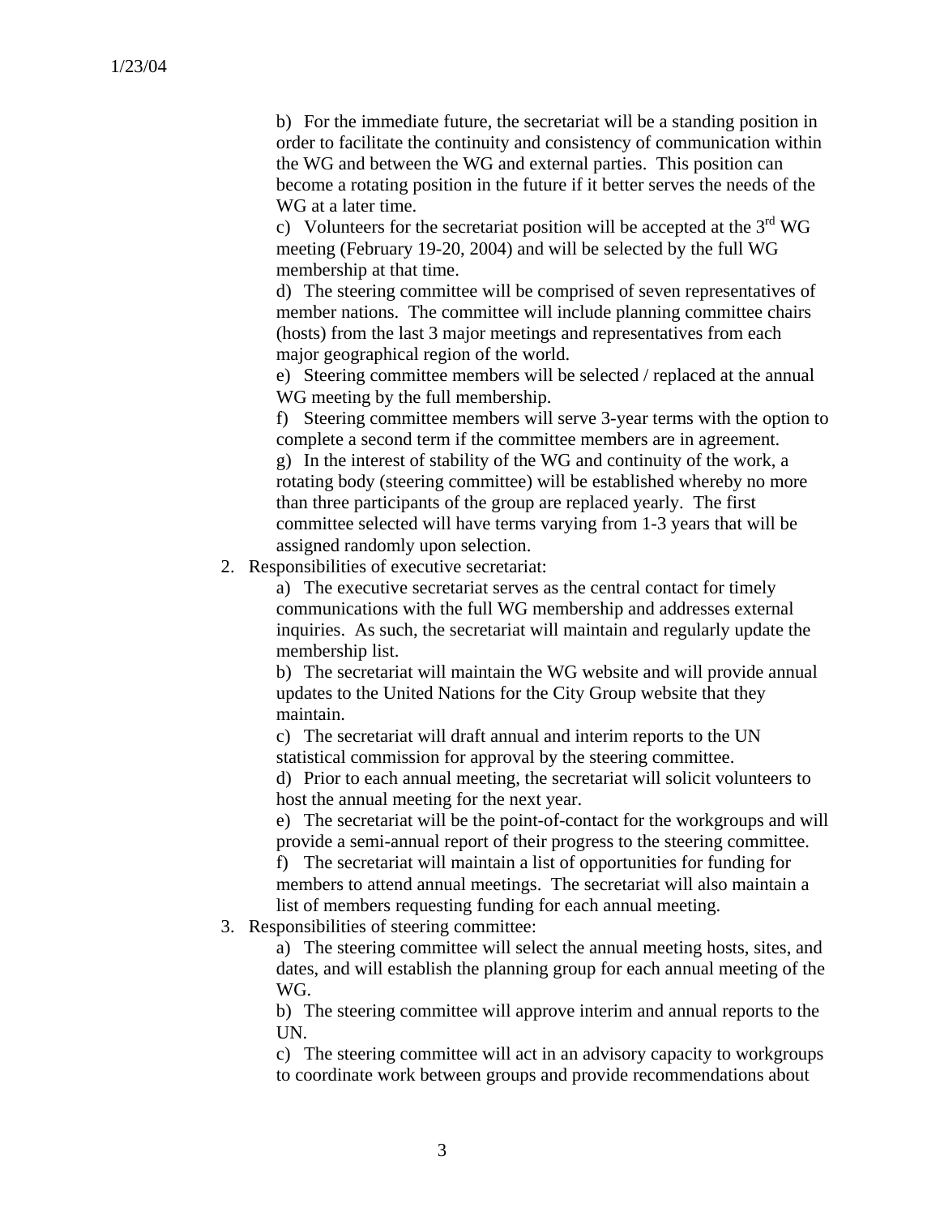b) For the immediate future, the secretariat will be a standing position in order to facilitate the continuity and consistency of communication within the WG and between the WG and external parties. This position can become a rotating position in the future if it better serves the needs of the WG at a later time.

c) Volunteers for the secretariat position will be accepted at the 3rd WG meeting (February 19-20, 2004) and will be selected by the full WG membership at that time.

d) The steering committee will be comprised of seven representatives of member nations. The committee will include planning committee chairs (hosts) from the last 3 major meetings and representatives from each major geographical region of the world.

e) Steering committee members will be selected / replaced at the annual WG meeting by the full membership.

f) Steering committee members will serve 3-year terms with the option to complete a second term if the committee members are in agreement.

g) In the interest of stability of the WG and continuity of the work, a rotating body (steering committee) will be established whereby no more than three participants of the group are replaced yearly. The first committee selected will have terms varying from 1-3 years that will be assigned randomly upon selection.

2. Responsibilities of executive secretariat:

   a) The executive secretariat serves as the central contact for timely communications with the full WG membership and addresses external inquiries. As such, the secretariat will maintain and regularly update the membership list.

   b) The secretariat will maintain the WG website and will provide annual updates to the United Nations for the City Group website that they maintain.

   c) The secretariat will draft annual and interim reports to the UN statistical commission for approval by the steering committee.

   d) Prior to each annual meeting, the secretariat will solicit volunteers to host the annual meeting for the next year.

   e) The secretariat will be the point-of-contact for the workgroups and will provide a semi-annual report of their progress to the steering committee.

   f) The secretariat will maintain a list of opportunities for funding for members to attend annual meetings. The secretariat will also maintain a list of members requesting funding for each annual meeting.

3. Responsibilities of steering committee:

   a) The steering committee will select the annual meeting hosts, sites, and dates, and will establish the planning group for each annual meeting of the WG.

   b) The steering committee will approve interim and annual reports to the UN.

   c) The steering committee will act in an advisory capacity to workgroups to coordinate work between groups and provide recommendations about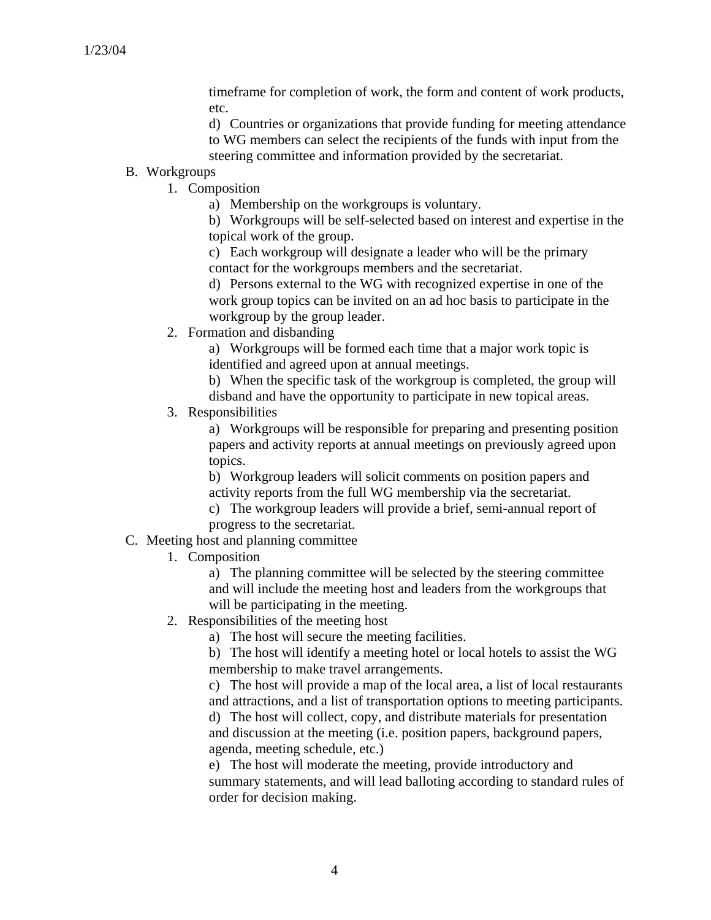timeframe for completion of work, the form and content of work products, etc.

d) Countries or organizations that provide funding for meeting attendance to WG members can select the recipients of the funds with input from the steering committee and information provided by the secretariat.

B. Workgroups

1. Composition

a) Membership on the workgroups is voluntary.

b) Workgroups will be self-selected based on interest and expertise in the topical work of the group.

c) Each workgroup will designate a leader who will be the primary contact for the workgroups members and the secretariat.

d) Persons external to the WG with recognized expertise in one of the work group topics can be invited on an ad hoc basis to participate in the workgroup by the group leader.

2. Formation and disbanding

a) Workgroups will be formed each time that a major work topic is identified and agreed upon at annual meetings.

b) When the specific task of the workgroup is completed, the group will disband and have the opportunity to participate in new topical areas.

3. Responsibilities

a) Workgroups will be responsible for preparing and presenting position papers and activity reports at annual meetings on previously agreed upon topics.

b) Workgroup leaders will solicit comments on position papers and activity reports from the full WG membership via the secretariat.

c) The workgroup leaders will provide a brief, semi-annual report of progress to the secretariat.

C. Meeting host and planning committee

1. Composition

a) The planning committee will be selected by the steering committee and will include the meeting host and leaders from the workgroups that will be participating in the meeting.

2. Responsibilities of the meeting host

a) The host will secure the meeting facilities.

b) The host will identify a meeting hotel or local hotels to assist the WG membership to make travel arrangements.

c) The host will provide a map of the local area, a list of local restaurants and attractions, and a list of transportation options to meeting participants.

d) The host will collect, copy, and distribute materials for presentation and discussion at the meeting (i.e. position papers, background papers, agenda, meeting schedule, etc.)

e) The host will moderate the meeting, provide introductory and summary statements, and will lead balloting according to standard rules of order for decision making.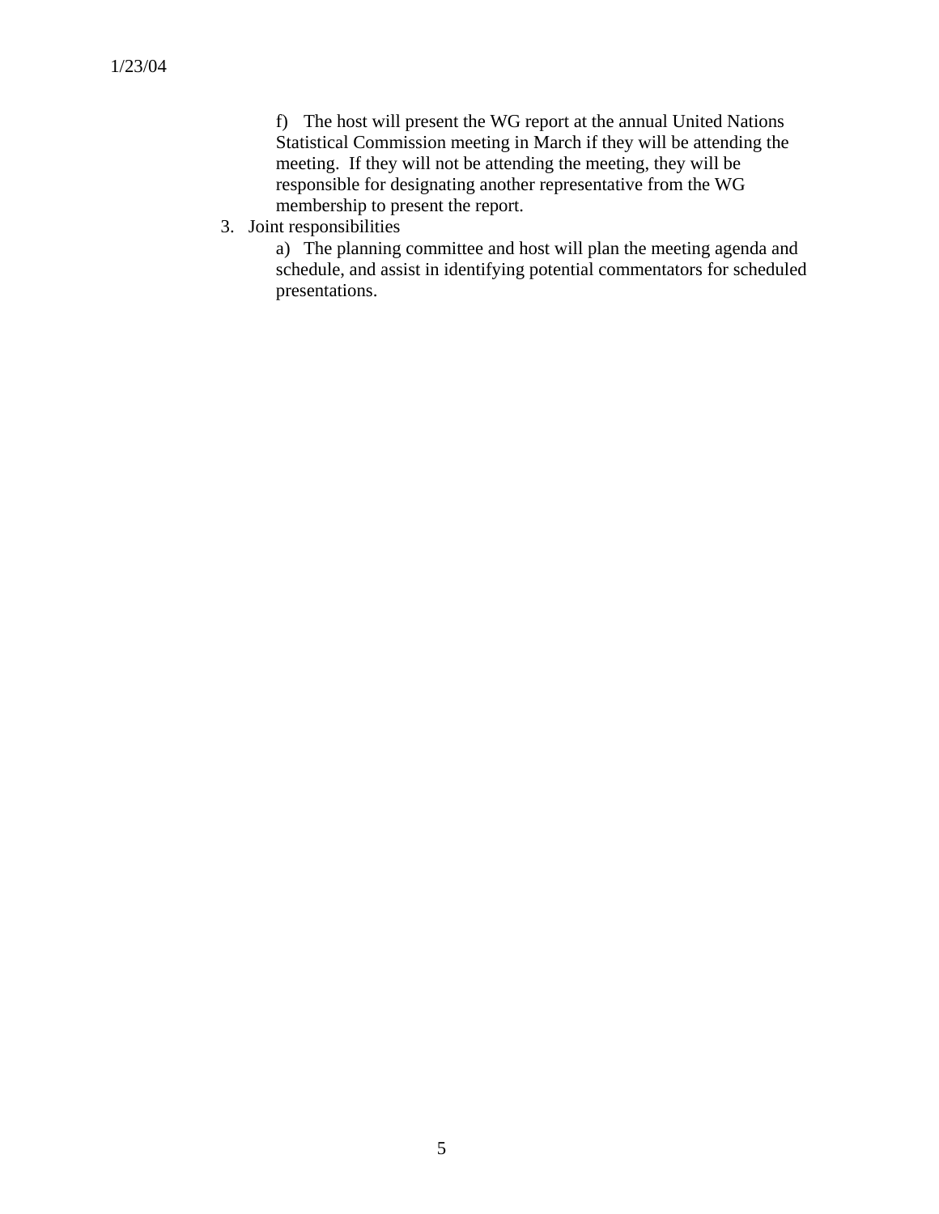f) The host will present the WG report at the annual United Nations Statistical Commission meeting in March if they will be attending the meeting. If they will not be attending the meeting, they will be responsible for designating another representative from the WG membership to present the report.

3. Joint responsibilities

    a) The planning committee and host will plan the meeting agenda and schedule, and assist in identifying potential commentators for scheduled presentations.